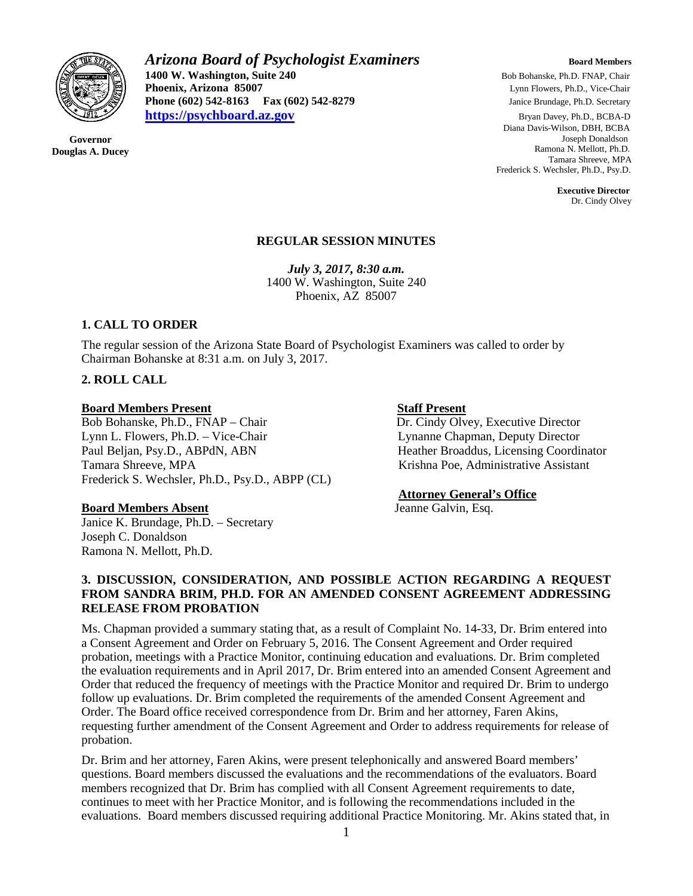# *Arizona Board of Psychologist Examiners*

**1400 W. Washington, Suite 240**
**Phoenix, Arizona 85007**
**Phone (602) 542-8163 Fax (602) 542-8279**
**https://psychboard.az.gov**

**Governor**
**Douglas A. Ducey**

**Board Members**
Bob Bohanske, Ph.D. FNAP, Chair
Lynn Flowers, Ph.D., Vice-Chair
Janice Brundage, Ph.D. Secretary
Bryan Davey, Ph.D., BCBA-D
Diana Davis-Wilson, DBH, BCBA
Joseph Donaldson
Ramona N. Mellott, Ph.D.
Tamara Shreeve, MPA
Frederick S. Wechsler, Ph.D., Psy.D.

**Executive Director**
Dr. Cindy Olvey

## REGULAR SESSION MINUTES

*July 3, 2017, 8:30 a.m.*
1400 W. Washington, Suite 240
Phoenix, AZ 85007

### 1. CALL TO ORDER

The regular session of the Arizona State Board of Psychologist Examiners was called to order by Chairman Bohanske at 8:31 a.m. on July 3, 2017.

### 2. ROLL CALL

**Board Members Present**
Bob Bohanske, Ph.D., FNAP – Chair
Lynn L. Flowers, Ph.D. – Vice-Chair
Paul Beljan, Psy.D., ABPdN, ABN
Tamara Shreeve, MPA
Frederick S. Wechsler, Ph.D., Psy.D., ABPP (CL)

**Board Members Absent**
Janice K. Brundage, Ph.D. – Secretary
Joseph C. Donaldson
Ramona N. Mellott, Ph.D.

**Staff Present**
Dr. Cindy Olvey, Executive Director
Lynanne Chapman, Deputy Director
Heather Broaddus, Licensing Coordinator
Krishna Poe, Administrative Assistant

**Attorney General's Office**
Jeanne Galvin, Esq.

### 3. DISCUSSION, CONSIDERATION, AND POSSIBLE ACTION REGARDING A REQUEST FROM SANDRA BRIM, PH.D. FOR AN AMENDED CONSENT AGREEMENT ADDRESSING RELEASE FROM PROBATION

Ms. Chapman provided a summary stating that, as a result of Complaint No. 14-33, Dr. Brim entered into a Consent Agreement and Order on February 5, 2016. The Consent Agreement and Order required probation, meetings with a Practice Monitor, continuing education and evaluations. Dr. Brim completed the evaluation requirements and in April 2017, Dr. Brim entered into an amended Consent Agreement and Order that reduced the frequency of meetings with the Practice Monitor and required Dr. Brim to undergo follow up evaluations. Dr. Brim completed the requirements of the amended Consent Agreement and Order. The Board office received correspondence from Dr. Brim and her attorney, Faren Akins, requesting further amendment of the Consent Agreement and Order to address requirements for release of probation.

Dr. Brim and her attorney, Faren Akins, were present telephonically and answered Board members' questions. Board members discussed the evaluations and the recommendations of the evaluators. Board members recognized that Dr. Brim has complied with all Consent Agreement requirements to date, continues to meet with her Practice Monitor, and is following the recommendations included in the evaluations. Board members discussed requiring additional Practice Monitoring. Mr. Akins stated that, in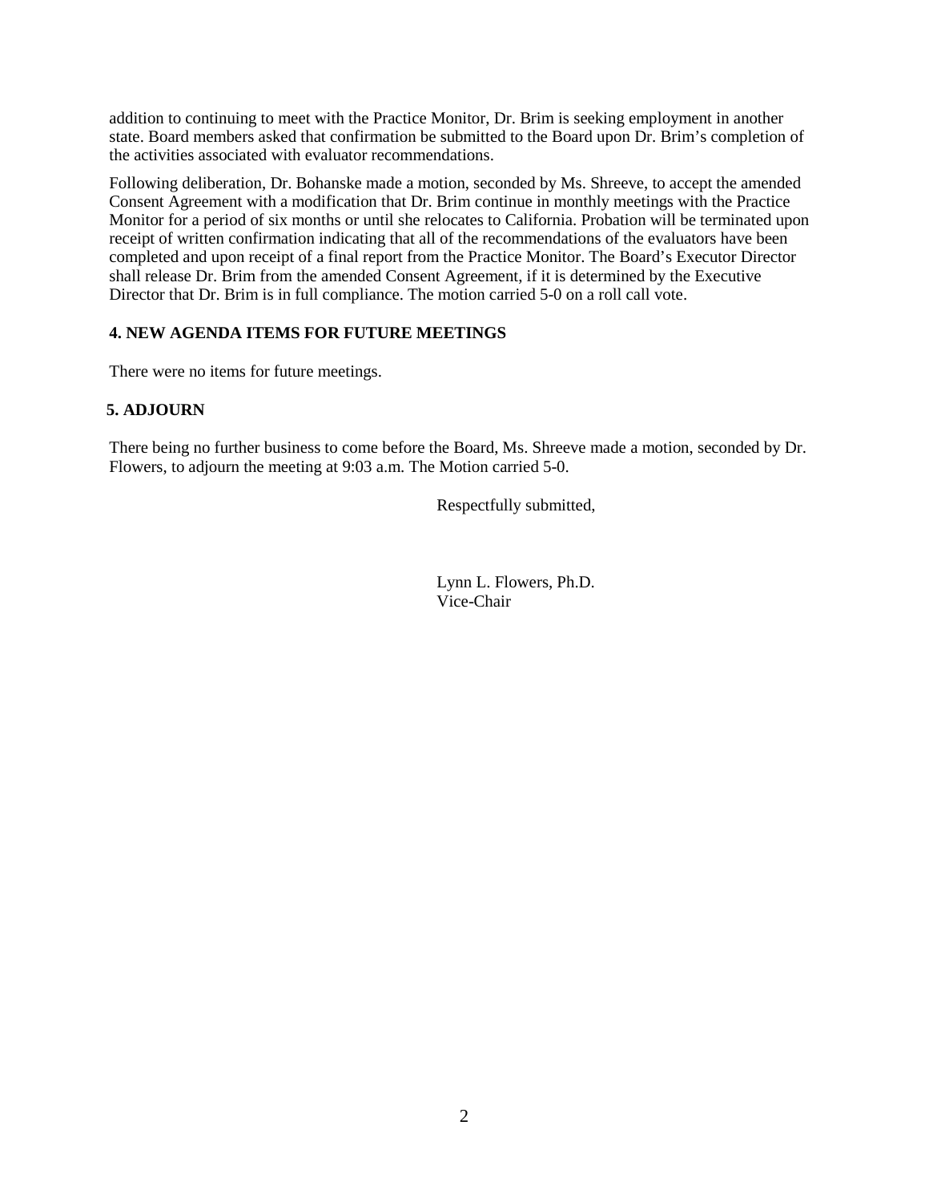addition to continuing to meet with the Practice Monitor, Dr. Brim is seeking employment in another state. Board members asked that confirmation be submitted to the Board upon Dr. Brim's completion of the activities associated with evaluator recommendations.

Following deliberation, Dr. Bohanske made a motion, seconded by Ms. Shreeve, to accept the amended Consent Agreement with a modification that Dr. Brim continue in monthly meetings with the Practice Monitor for a period of six months or until she relocates to California. Probation will be terminated upon receipt of written confirmation indicating that all of the recommendations of the evaluators have been completed and upon receipt of a final report from the Practice Monitor. The Board's Executor Director shall release Dr. Brim from the amended Consent Agreement, if it is determined by the Executive Director that Dr. Brim is in full compliance. The motion carried 5-0 on a roll call vote.

**4. NEW AGENDA ITEMS FOR FUTURE MEETINGS**

There were no items for future meetings.

**5. ADJOURN**

There being no further business to come before the Board, Ms. Shreeve made a motion, seconded by Dr. Flowers, to adjourn the meeting at 9:03 a.m. The Motion carried 5-0.

Respectfully submitted,

Lynn L. Flowers, Ph.D.
Vice-Chair